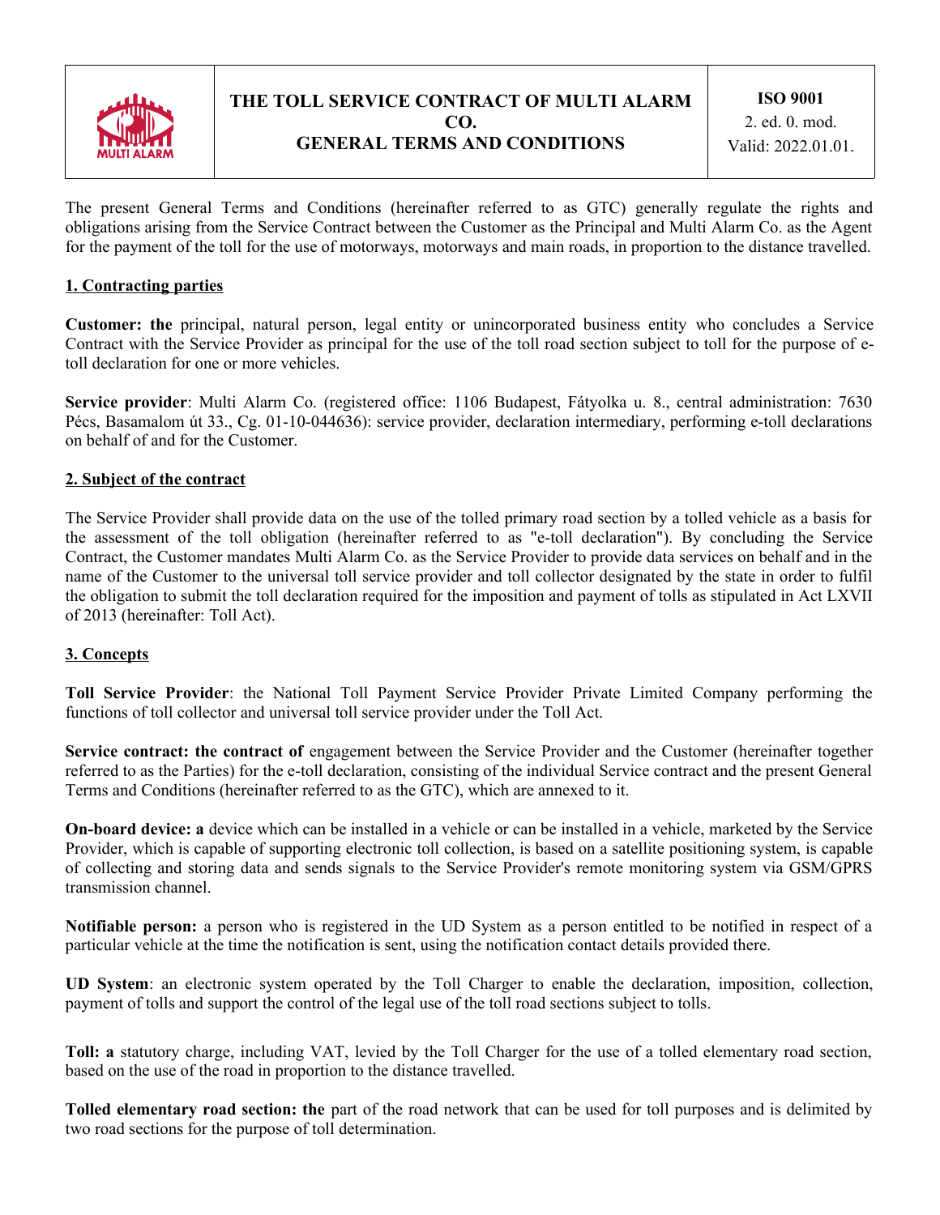| MULTI ALARM | THE TOLL SERVICE CONTRACT OF MULTI ALARM CO. GENERAL TERMS AND CONDITIONS | ISO 9001 2. ed. 0. mod. Valid: 2022.01.01. |
|---|---|---|

The present General Terms and Conditions (hereinafter referred to as GTC) generally regulate the rights and obligations arising from the Service Contract between the Customer as the Principal and Multi Alarm Co. as the Agent for the payment of the toll for the use of motorways, motorways and main roads, in proportion to the distance travelled.

## 1. Contracting parties

**Customer: the** principal, natural person, legal entity or unincorporated business entity who concludes a Service Contract with the Service Provider as principal for the use of the toll road section subject to toll for the purpose of e-toll declaration for one or more vehicles.

**Service provider**: Multi Alarm Co. (registered office: 1106 Budapest, Fátyolka u. 8., central administration: 7630 Pécs, Basamalom út 33., Cg. 01-10-044636): service provider, declaration intermediary, performing e-toll declarations on behalf of and for the Customer.

## 2. Subject of the contract

The Service Provider shall provide data on the use of the tolled primary road section by a tolled vehicle as a basis for the assessment of the toll obligation (hereinafter referred to as "e-toll declaration"). By concluding the Service Contract, the Customer mandates Multi Alarm Co. as the Service Provider to provide data services on behalf and in the name of the Customer to the universal toll service provider and toll collector designated by the state in order to fulfil the obligation to submit the toll declaration required for the imposition and payment of tolls as stipulated in Act LXVII of 2013 (hereinafter: Toll Act).

## 3. Concepts

**Toll Service Provider**: the National Toll Payment Service Provider Private Limited Company performing the functions of toll collector and universal toll service provider under the Toll Act.

**Service contract: the contract of** engagement between the Service Provider and the Customer (hereinafter together referred to as the Parties) for the e-toll declaration, consisting of the individual Service contract and the present General Terms and Conditions (hereinafter referred to as the GTC), which are annexed to it.

**On-board device: a** device which can be installed in a vehicle or can be installed in a vehicle, marketed by the Service Provider, which is capable of supporting electronic toll collection, is based on a satellite positioning system, is capable of collecting and storing data and sends signals to the Service Provider's remote monitoring system via GSM/GPRS transmission channel.

**Notifiable person:** a person who is registered in the UD System as a person entitled to be notified in respect of a particular vehicle at the time the notification is sent, using the notification contact details provided there.

**UD System**: an electronic system operated by the Toll Charger to enable the declaration, imposition, collection, payment of tolls and support the control of the legal use of the toll road sections subject to tolls.

**Toll: a** statutory charge, including VAT, levied by the Toll Charger for the use of a tolled elementary road section, based on the use of the road in proportion to the distance travelled.

**Tolled elementary road section: the** part of the road network that can be used for toll purposes and is delimited by two road sections for the purpose of toll determination.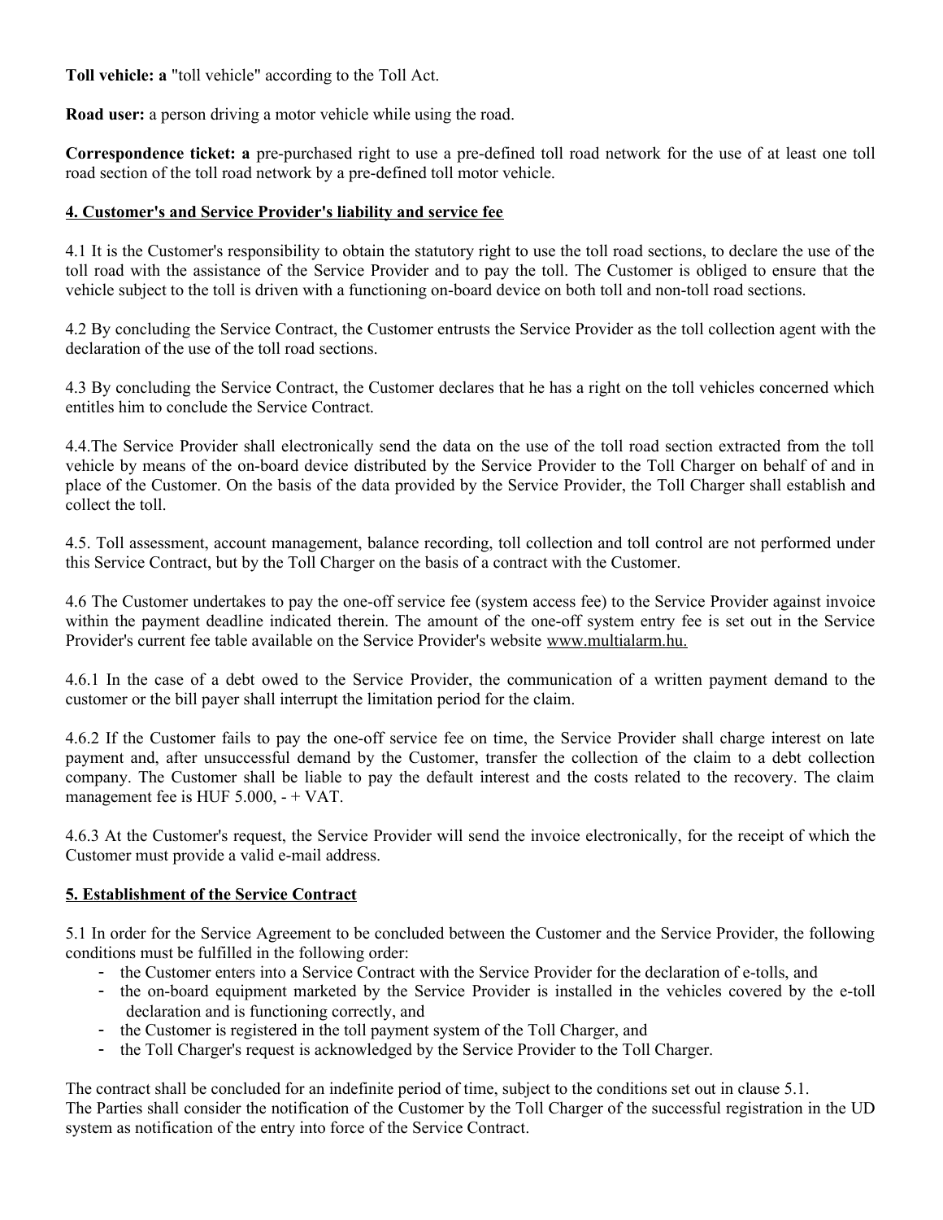**Toll vehicle: a** "toll vehicle" according to the Toll Act.

**Road user:** a person driving a motor vehicle while using the road.

**Correspondence ticket: a** pre-purchased right to use a pre-defined toll road network for the use of at least one toll road section of the toll road network by a pre-defined toll motor vehicle.

## 4. Customer's and Service Provider's liability and service fee

4.1 It is the Customer's responsibility to obtain the statutory right to use the toll road sections, to declare the use of the toll road with the assistance of the Service Provider and to pay the toll. The Customer is obliged to ensure that the vehicle subject to the toll is driven with a functioning on-board device on both toll and non-toll road sections.

4.2 By concluding the Service Contract, the Customer entrusts the Service Provider as the toll collection agent with the declaration of the use of the toll road sections.

4.3 By concluding the Service Contract, the Customer declares that he has a right on the toll vehicles concerned which entitles him to conclude the Service Contract.

4.4.The Service Provider shall electronically send the data on the use of the toll road section extracted from the toll vehicle by means of the on-board device distributed by the Service Provider to the Toll Charger on behalf of and in place of the Customer. On the basis of the data provided by the Service Provider, the Toll Charger shall establish and collect the toll.

4.5. Toll assessment, account management, balance recording, toll collection and toll control are not performed under this Service Contract, but by the Toll Charger on the basis of a contract with the Customer.

4.6 The Customer undertakes to pay the one-off service fee (system access fee) to the Service Provider against invoice within the payment deadline indicated therein. The amount of the one-off system entry fee is set out in the Service Provider's current fee table available on the Service Provider's website www.multialarm.hu.

4.6.1 In the case of a debt owed to the Service Provider, the communication of a written payment demand to the customer or the bill payer shall interrupt the limitation period for the claim.

4.6.2 If the Customer fails to pay the one-off service fee on time, the Service Provider shall charge interest on late payment and, after unsuccessful demand by the Customer, transfer the collection of the claim to a debt collection company. The Customer shall be liable to pay the default interest and the costs related to the recovery. The claim management fee is HUF 5.000, - + VAT.

4.6.3 At the Customer's request, the Service Provider will send the invoice electronically, for the receipt of which the Customer must provide a valid e-mail address.

## 5. Establishment of the Service Contract

5.1 In order for the Service Agreement to be concluded between the Customer and the Service Provider, the following conditions must be fulfilled in the following order:

- the Customer enters into a Service Contract with the Service Provider for the declaration of e-tolls, and
- the on-board equipment marketed by the Service Provider is installed in the vehicles covered by the e-toll declaration and is functioning correctly, and
- the Customer is registered in the toll payment system of the Toll Charger, and
- the Toll Charger's request is acknowledged by the Service Provider to the Toll Charger.

The contract shall be concluded for an indefinite period of time, subject to the conditions set out in clause 5.1.
The Parties shall consider the notification of the Customer by the Toll Charger of the successful registration in the UD system as notification of the entry into force of the Service Contract.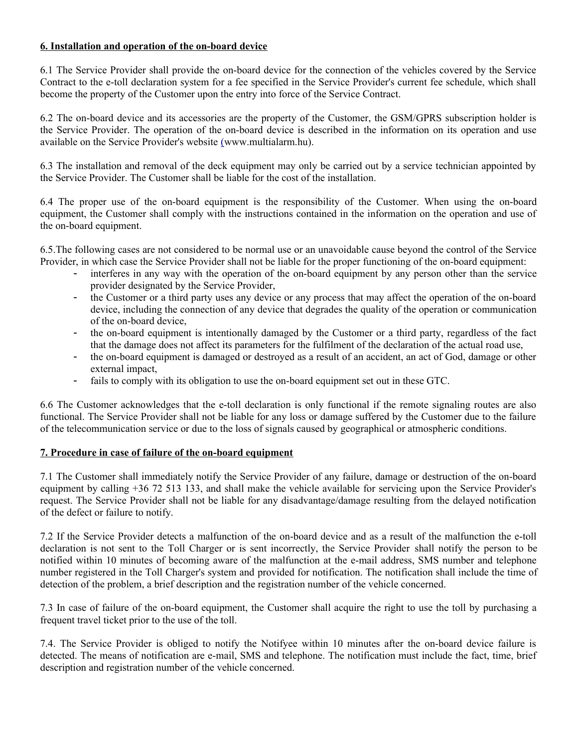**6. Installation and operation of the on-board device**

6.1 The Service Provider shall provide the on-board device for the connection of the vehicles covered by the Service Contract to the e-toll declaration system for a fee specified in the Service Provider's current fee schedule, which shall become the property of the Customer upon the entry into force of the Service Contract.

6.2 The on-board device and its accessories are the property of the Customer, the GSM/GPRS subscription holder is the Service Provider. The operation of the on-board device is described in the information on its operation and use available on the Service Provider's website (www.multialarm.hu).

6.3 The installation and removal of the deck equipment may only be carried out by a service technician appointed by the Service Provider. The Customer shall be liable for the cost of the installation.

6.4 The proper use of the on-board equipment is the responsibility of the Customer. When using the on-board equipment, the Customer shall comply with the instructions contained in the information on the operation and use of the on-board equipment.

6.5.The following cases are not considered to be normal use or an unavoidable cause beyond the control of the Service Provider, in which case the Service Provider shall not be liable for the proper functioning of the on-board equipment:

- interferes in any way with the operation of the on-board equipment by any person other than the service provider designated by the Service Provider,
- the Customer or a third party uses any device or any process that may affect the operation of the on-board device, including the connection of any device that degrades the quality of the operation or communication of the on-board device,
- the on-board equipment is intentionally damaged by the Customer or a third party, regardless of the fact that the damage does not affect its parameters for the fulfilment of the declaration of the actual road use,
- the on-board equipment is damaged or destroyed as a result of an accident, an act of God, damage or other external impact,
- fails to comply with its obligation to use the on-board equipment set out in these GTC.

6.6 The Customer acknowledges that the e-toll declaration is only functional if the remote signaling routes are also functional. The Service Provider shall not be liable for any loss or damage suffered by the Customer due to the failure of the telecommunication service or due to the loss of signals caused by geographical or atmospheric conditions.

**7. Procedure in case of failure of the on-board equipment**

7.1 The Customer shall immediately notify the Service Provider of any failure, damage or destruction of the on-board equipment by calling +36 72 513 133, and shall make the vehicle available for servicing upon the Service Provider's request. The Service Provider shall not be liable for any disadvantage/damage resulting from the delayed notification of the defect or failure to notify.

7.2 If the Service Provider detects a malfunction of the on-board device and as a result of the malfunction the e-toll declaration is not sent to the Toll Charger or is sent incorrectly, the Service Provider shall notify the person to be notified within 10 minutes of becoming aware of the malfunction at the e-mail address, SMS number and telephone number registered in the Toll Charger's system and provided for notification. The notification shall include the time of detection of the problem, a brief description and the registration number of the vehicle concerned.

7.3 In case of failure of the on-board equipment, the Customer shall acquire the right to use the toll by purchasing a frequent travel ticket prior to the use of the toll.

7.4. The Service Provider is obliged to notify the Notifyee within 10 minutes after the on-board device failure is detected. The means of notification are e-mail, SMS and telephone. The notification must include the fact, time, brief description and registration number of the vehicle concerned.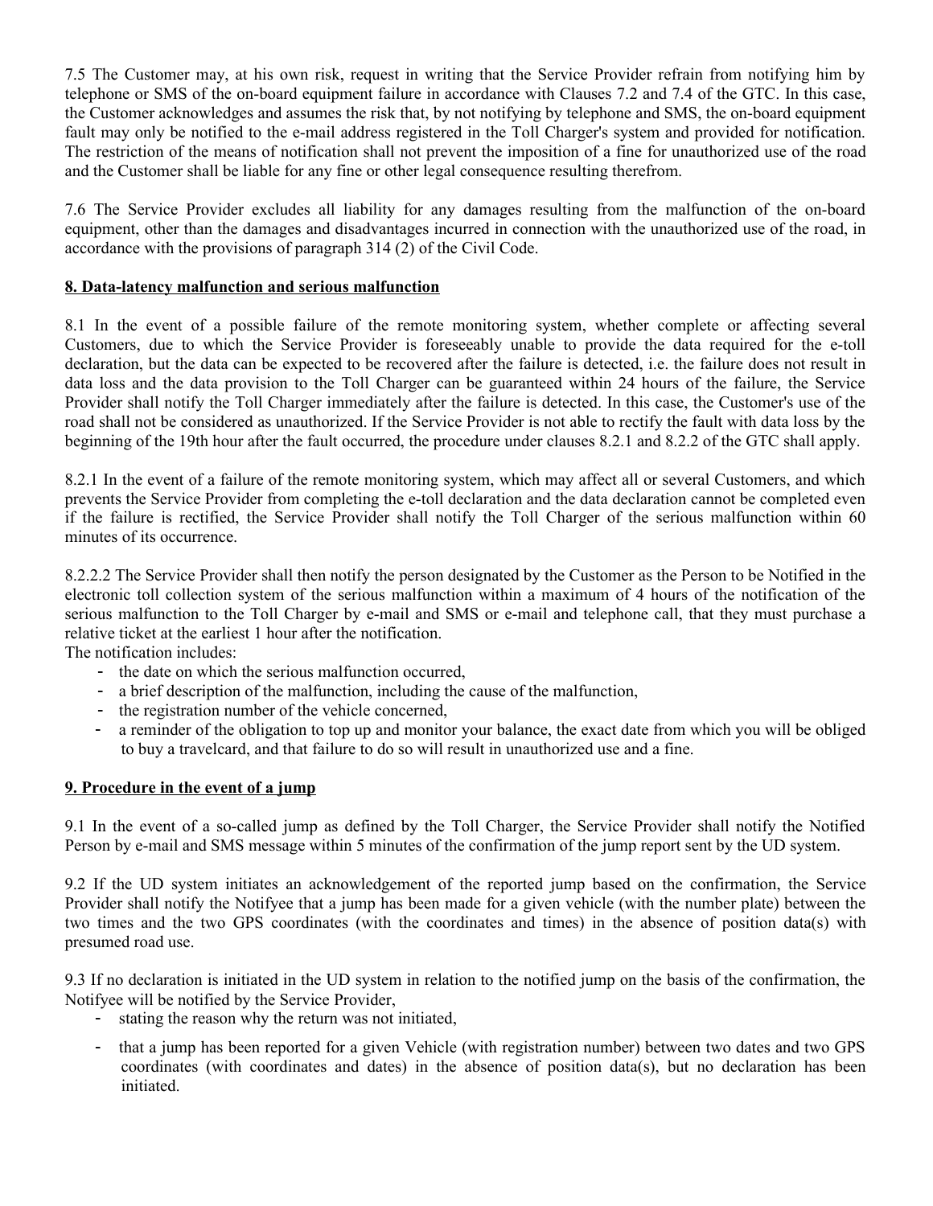7.5 The Customer may, at his own risk, request in writing that the Service Provider refrain from notifying him by telephone or SMS of the on-board equipment failure in accordance with Clauses 7.2 and 7.4 of the GTC. In this case, the Customer acknowledges and assumes the risk that, by not notifying by telephone and SMS, the on-board equipment fault may only be notified to the e-mail address registered in the Toll Charger's system and provided for notification. The restriction of the means of notification shall not prevent the imposition of a fine for unauthorized use of the road and the Customer shall be liable for any fine or other legal consequence resulting therefrom.

7.6 The Service Provider excludes all liability for any damages resulting from the malfunction of the on-board equipment, other than the damages and disadvantages incurred in connection with the unauthorized use of the road, in accordance with the provisions of paragraph 314 (2) of the Civil Code.

**8. Data-latency malfunction and serious malfunction**

8.1 In the event of a possible failure of the remote monitoring system, whether complete or affecting several Customers, due to which the Service Provider is foreseeably unable to provide the data required for the e-toll declaration, but the data can be expected to be recovered after the failure is detected, i.e. the failure does not result in data loss and the data provision to the Toll Charger can be guaranteed within 24 hours of the failure, the Service Provider shall notify the Toll Charger immediately after the failure is detected. In this case, the Customer's use of the road shall not be considered as unauthorized. If the Service Provider is not able to rectify the fault with data loss by the beginning of the 19th hour after the fault occurred, the procedure under clauses 8.2.1 and 8.2.2 of the GTC shall apply.

8.2.1 In the event of a failure of the remote monitoring system, which may affect all or several Customers, and which prevents the Service Provider from completing the e-toll declaration and the data declaration cannot be completed even if the failure is rectified, the Service Provider shall notify the Toll Charger of the serious malfunction within 60 minutes of its occurrence.

8.2.2.2 The Service Provider shall then notify the person designated by the Customer as the Person to be Notified in the electronic toll collection system of the serious malfunction within a maximum of 4 hours of the notification of the serious malfunction to the Toll Charger by e-mail and SMS or e-mail and telephone call, that they must purchase a relative ticket at the earliest 1 hour after the notification.
The notification includes:

- the date on which the serious malfunction occurred,
- a brief description of the malfunction, including the cause of the malfunction,
- the registration number of the vehicle concerned,
- a reminder of the obligation to top up and monitor your balance, the exact date from which you will be obliged to buy a travelcard, and that failure to do so will result in unauthorized use and a fine.

**9. Procedure in the event of a jump**

9.1 In the event of a so-called jump as defined by the Toll Charger, the Service Provider shall notify the Notified Person by e-mail and SMS message within 5 minutes of the confirmation of the jump report sent by the UD system.

9.2 If the UD system initiates an acknowledgement of the reported jump based on the confirmation, the Service Provider shall notify the Notifyee that a jump has been made for a given vehicle (with the number plate) between the two times and the two GPS coordinates (with the coordinates and times) in the absence of position data(s) with presumed road use.

9.3 If no declaration is initiated in the UD system in relation to the notified jump on the basis of the confirmation, the Notifyee will be notified by the Service Provider,

- stating the reason why the return was not initiated,
- that a jump has been reported for a given Vehicle (with registration number) between two dates and two GPS coordinates (with coordinates and dates) in the absence of position data(s), but no declaration has been initiated.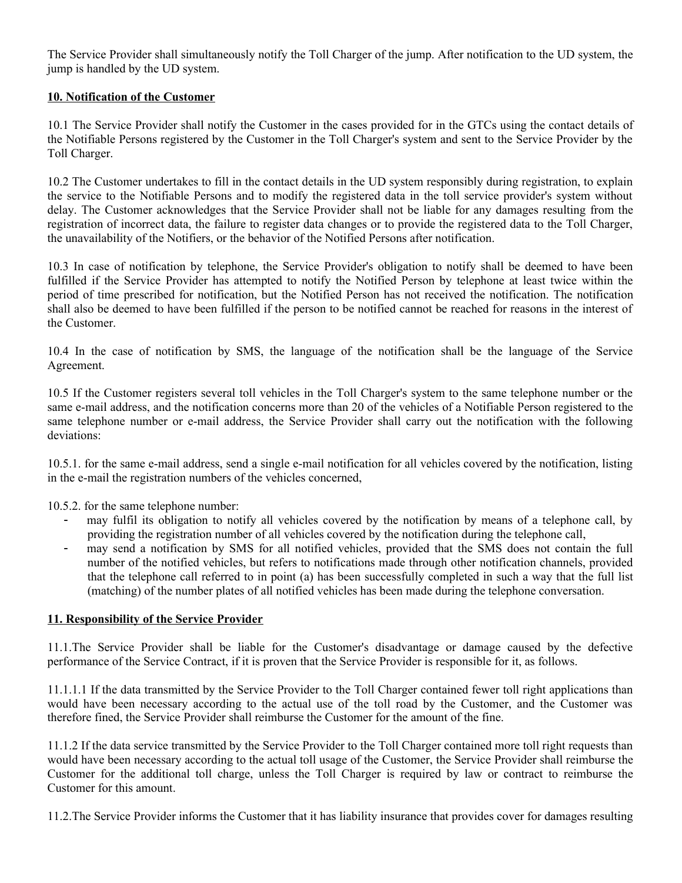The Service Provider shall simultaneously notify the Toll Charger of the jump. After notification to the UD system, the jump is handled by the UD system.

## 10. Notification of the Customer

10.1 The Service Provider shall notify the Customer in the cases provided for in the GTCs using the contact details of the Notifiable Persons registered by the Customer in the Toll Charger's system and sent to the Service Provider by the Toll Charger.

10.2 The Customer undertakes to fill in the contact details in the UD system responsibly during registration, to explain the service to the Notifiable Persons and to modify the registered data in the toll service provider's system without delay. The Customer acknowledges that the Service Provider shall not be liable for any damages resulting from the registration of incorrect data, the failure to register data changes or to provide the registered data to the Toll Charger, the unavailability of the Notifiers, or the behavior of the Notified Persons after notification.

10.3 In case of notification by telephone, the Service Provider's obligation to notify shall be deemed to have been fulfilled if the Service Provider has attempted to notify the Notified Person by telephone at least twice within the period of time prescribed for notification, but the Notified Person has not received the notification. The notification shall also be deemed to have been fulfilled if the person to be notified cannot be reached for reasons in the interest of the Customer.

10.4 In the case of notification by SMS, the language of the notification shall be the language of the Service Agreement.

10.5 If the Customer registers several toll vehicles in the Toll Charger's system to the same telephone number or the same e-mail address, and the notification concerns more than 20 of the vehicles of a Notifiable Person registered to the same telephone number or e-mail address, the Service Provider shall carry out the notification with the following deviations:

10.5.1. for the same e-mail address, send a single e-mail notification for all vehicles covered by the notification, listing in the e-mail the registration numbers of the vehicles concerned,

10.5.2. for the same telephone number:

- may fulfil its obligation to notify all vehicles covered by the notification by means of a telephone call, by providing the registration number of all vehicles covered by the notification during the telephone call,
- may send a notification by SMS for all notified vehicles, provided that the SMS does not contain the full number of the notified vehicles, but refers to notifications made through other notification channels, provided that the telephone call referred to in point (a) has been successfully completed in such a way that the full list (matching) of the number plates of all notified vehicles has been made during the telephone conversation.

## 11. Responsibility of the Service Provider

11.1.The Service Provider shall be liable for the Customer's disadvantage or damage caused by the defective performance of the Service Contract, if it is proven that the Service Provider is responsible for it, as follows.

11.1.1.1 If the data transmitted by the Service Provider to the Toll Charger contained fewer toll right applications than would have been necessary according to the actual use of the toll road by the Customer, and the Customer was therefore fined, the Service Provider shall reimburse the Customer for the amount of the fine.

11.1.2 If the data service transmitted by the Service Provider to the Toll Charger contained more toll right requests than would have been necessary according to the actual toll usage of the Customer, the Service Provider shall reimburse the Customer for the additional toll charge, unless the Toll Charger is required by law or contract to reimburse the Customer for this amount.

11.2.The Service Provider informs the Customer that it has liability insurance that provides cover for damages resulting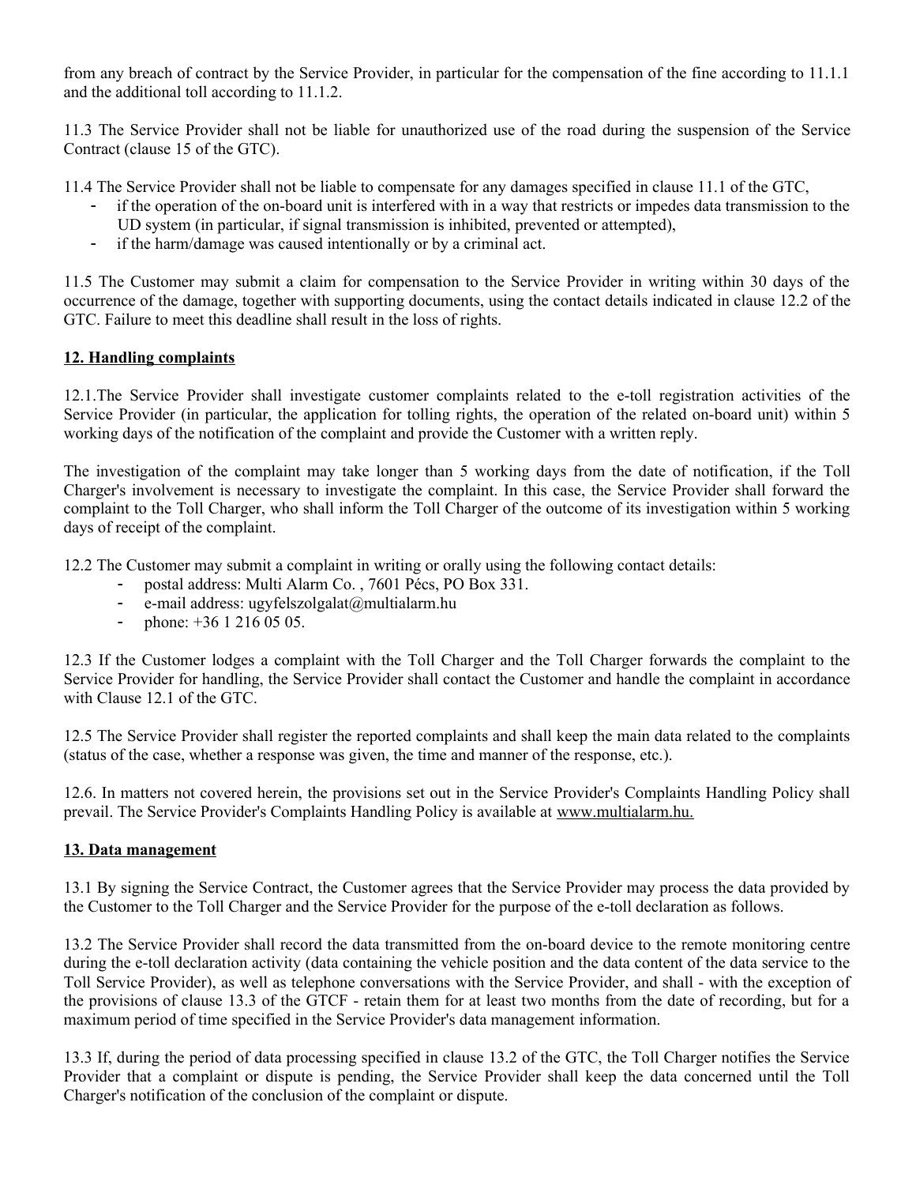from any breach of contract by the Service Provider, in particular for the compensation of the fine according to 11.1.1 and the additional toll according to 11.1.2.

11.3 The Service Provider shall not be liable for unauthorized use of the road during the suspension of the Service Contract (clause 15 of the GTC).

11.4 The Service Provider shall not be liable to compensate for any damages specified in clause 11.1 of the GTC,

- if the operation of the on-board unit is interfered with in a way that restricts or impedes data transmission to the UD system (in particular, if signal transmission is inhibited, prevented or attempted),
- if the harm/damage was caused intentionally or by a criminal act.

11.5 The Customer may submit a claim for compensation to the Service Provider in writing within 30 days of the occurrence of the damage, together with supporting documents, using the contact details indicated in clause 12.2 of the GTC. Failure to meet this deadline shall result in the loss of rights.

## 12. Handling complaints

12.1.The Service Provider shall investigate customer complaints related to the e-toll registration activities of the Service Provider (in particular, the application for tolling rights, the operation of the related on-board unit) within 5 working days of the notification of the complaint and provide the Customer with a written reply.

The investigation of the complaint may take longer than 5 working days from the date of notification, if the Toll Charger's involvement is necessary to investigate the complaint. In this case, the Service Provider shall forward the complaint to the Toll Charger, who shall inform the Toll Charger of the outcome of its investigation within 5 working days of receipt of the complaint.

12.2 The Customer may submit a complaint in writing or orally using the following contact details:

- postal address: Multi Alarm Co. , 7601 Pécs, PO Box 331.
- e-mail address: ugyfelszolgalat@multialarm.hu
- phone: +36 1 216 05 05.

12.3 If the Customer lodges a complaint with the Toll Charger and the Toll Charger forwards the complaint to the Service Provider for handling, the Service Provider shall contact the Customer and handle the complaint in accordance with Clause 12.1 of the GTC.

12.5 The Service Provider shall register the reported complaints and shall keep the main data related to the complaints (status of the case, whether a response was given, the time and manner of the response, etc.).

12.6. In matters not covered herein, the provisions set out in the Service Provider's Complaints Handling Policy shall prevail. The Service Provider's Complaints Handling Policy is available at www.multialarm.hu.

## 13. Data management

13.1 By signing the Service Contract, the Customer agrees that the Service Provider may process the data provided by the Customer to the Toll Charger and the Service Provider for the purpose of the e-toll declaration as follows.

13.2 The Service Provider shall record the data transmitted from the on-board device to the remote monitoring centre during the e-toll declaration activity (data containing the vehicle position and the data content of the data service to the Toll Service Provider), as well as telephone conversations with the Service Provider, and shall - with the exception of the provisions of clause 13.3 of the GTCF - retain them for at least two months from the date of recording, but for a maximum period of time specified in the Service Provider's data management information.

13.3 If, during the period of data processing specified in clause 13.2 of the GTC, the Toll Charger notifies the Service Provider that a complaint or dispute is pending, the Service Provider shall keep the data concerned until the Toll Charger's notification of the conclusion of the complaint or dispute.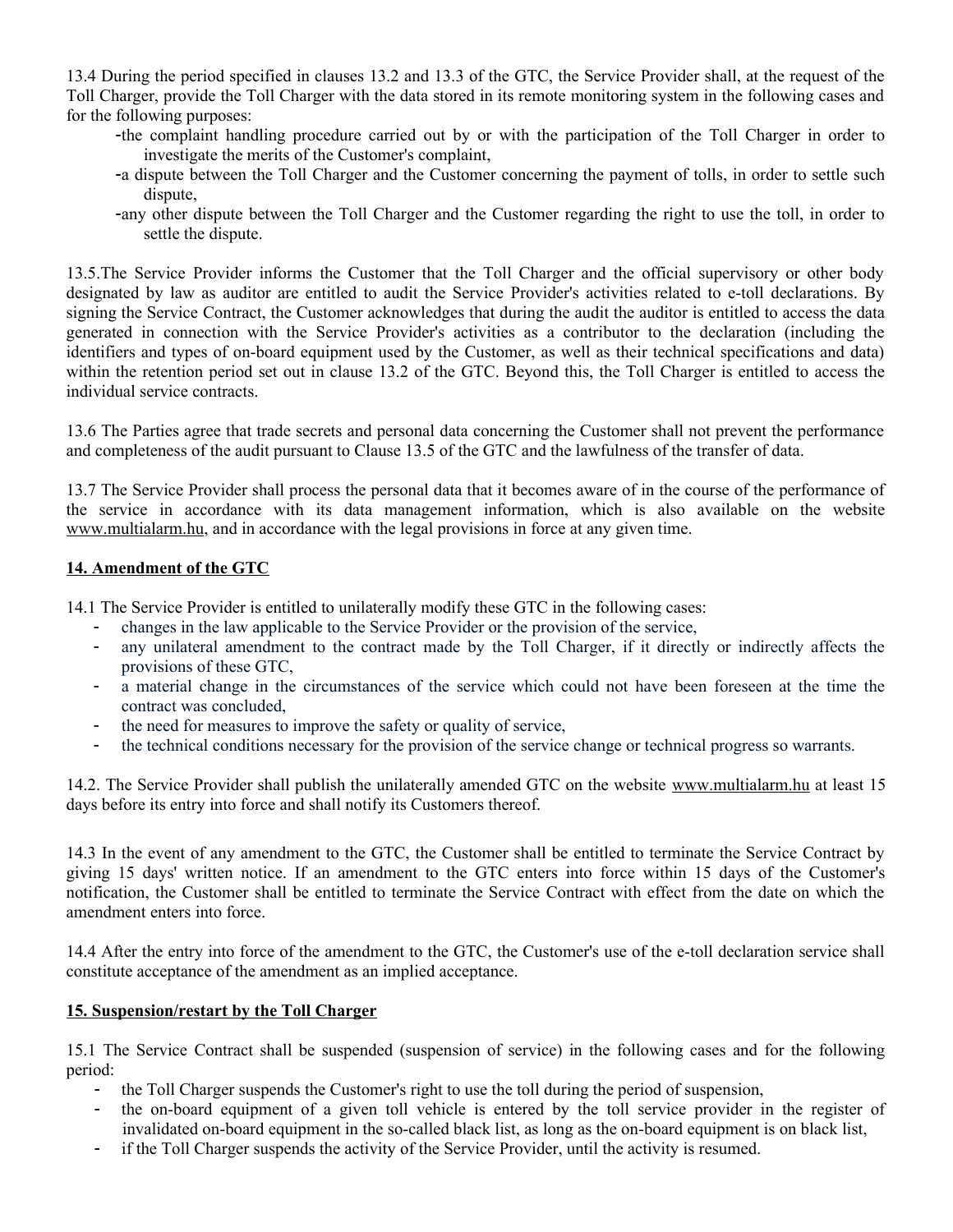13.4 During the period specified in clauses 13.2 and 13.3 of the GTC, the Service Provider shall, at the request of the Toll Charger, provide the Toll Charger with the data stored in its remote monitoring system in the following cases and for the following purposes:

- the complaint handling procedure carried out by or with the participation of the Toll Charger in order to investigate the merits of the Customer's complaint,
- a dispute between the Toll Charger and the Customer concerning the payment of tolls, in order to settle such dispute,
- any other dispute between the Toll Charger and the Customer regarding the right to use the toll, in order to settle the dispute.

13.5.The Service Provider informs the Customer that the Toll Charger and the official supervisory or other body designated by law as auditor are entitled to audit the Service Provider's activities related to e-toll declarations. By signing the Service Contract, the Customer acknowledges that during the audit the auditor is entitled to access the data generated in connection with the Service Provider's activities as a contributor to the declaration (including the identifiers and types of on-board equipment used by the Customer, as well as their technical specifications and data) within the retention period set out in clause 13.2 of the GTC. Beyond this, the Toll Charger is entitled to access the individual service contracts.

13.6 The Parties agree that trade secrets and personal data concerning the Customer shall not prevent the performance and completeness of the audit pursuant to Clause 13.5 of the GTC and the lawfulness of the transfer of data.

13.7 The Service Provider shall process the personal data that it becomes aware of in the course of the performance of the service in accordance with its data management information, which is also available on the website www.multialarm.hu, and in accordance with the legal provisions in force at any given time.

## 14. Amendment of the GTC

14.1 The Service Provider is entitled to unilaterally modify these GTC in the following cases:

- changes in the law applicable to the Service Provider or the provision of the service,
- any unilateral amendment to the contract made by the Toll Charger, if it directly or indirectly affects the provisions of these GTC,
- a material change in the circumstances of the service which could not have been foreseen at the time the contract was concluded,
- the need for measures to improve the safety or quality of service,
- the technical conditions necessary for the provision of the service change or technical progress so warrants.

14.2. The Service Provider shall publish the unilaterally amended GTC on the website www.multialarm.hu at least 15 days before its entry into force and shall notify its Customers thereof.

14.3 In the event of any amendment to the GTC, the Customer shall be entitled to terminate the Service Contract by giving 15 days' written notice. If an amendment to the GTC enters into force within 15 days of the Customer's notification, the Customer shall be entitled to terminate the Service Contract with effect from the date on which the amendment enters into force.

14.4 After the entry into force of the amendment to the GTC, the Customer's use of the e-toll declaration service shall constitute acceptance of the amendment as an implied acceptance.

## 15. Suspension/restart by the Toll Charger

15.1 The Service Contract shall be suspended (suspension of service) in the following cases and for the following period:

- the Toll Charger suspends the Customer's right to use the toll during the period of suspension,
- the on-board equipment of a given toll vehicle is entered by the toll service provider in the register of invalidated on-board equipment in the so-called black list, as long as the on-board equipment is on black list,
- if the Toll Charger suspends the activity of the Service Provider, until the activity is resumed.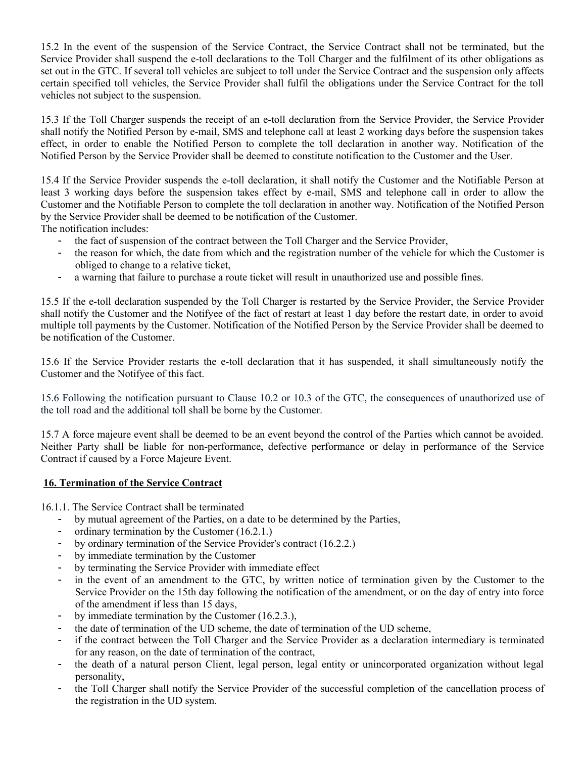15.2 In the event of the suspension of the Service Contract, the Service Contract shall not be terminated, but the Service Provider shall suspend the e-toll declarations to the Toll Charger and the fulfilment of its other obligations as set out in the GTC. If several toll vehicles are subject to toll under the Service Contract and the suspension only affects certain specified toll vehicles, the Service Provider shall fulfil the obligations under the Service Contract for the toll vehicles not subject to the suspension.

15.3 If the Toll Charger suspends the receipt of an e-toll declaration from the Service Provider, the Service Provider shall notify the Notified Person by e-mail, SMS and telephone call at least 2 working days before the suspension takes effect, in order to enable the Notified Person to complete the toll declaration in another way. Notification of the Notified Person by the Service Provider shall be deemed to constitute notification to the Customer and the User.

15.4 If the Service Provider suspends the e-toll declaration, it shall notify the Customer and the Notifiable Person at least 3 working days before the suspension takes effect by e-mail, SMS and telephone call in order to allow the Customer and the Notifiable Person to complete the toll declaration in another way. Notification of the Notified Person by the Service Provider shall be deemed to be notification of the Customer.
The notification includes:

- the fact of suspension of the contract between the Toll Charger and the Service Provider,
- the reason for which, the date from which and the registration number of the vehicle for which the Customer is obliged to change to a relative ticket,
- a warning that failure to purchase a route ticket will result in unauthorized use and possible fines.

15.5 If the e-toll declaration suspended by the Toll Charger is restarted by the Service Provider, the Service Provider shall notify the Customer and the Notifyee of the fact of restart at least 1 day before the restart date, in order to avoid multiple toll payments by the Customer. Notification of the Notified Person by the Service Provider shall be deemed to be notification of the Customer.

15.6 If the Service Provider restarts the e-toll declaration that it has suspended, it shall simultaneously notify the Customer and the Notifyee of this fact.

15.6 Following the notification pursuant to Clause 10.2 or 10.3 of the GTC, the consequences of unauthorized use of the toll road and the additional toll shall be borne by the Customer.

15.7 A force majeure event shall be deemed to be an event beyond the control of the Parties which cannot be avoided. Neither Party shall be liable for non-performance, defective performance or delay in performance of the Service Contract if caused by a Force Majeure Event.

## 16. Termination of the Service Contract

16.1.1. The Service Contract shall be terminated

- by mutual agreement of the Parties, on a date to be determined by the Parties,
- ordinary termination by the Customer (16.2.1.)
- by ordinary termination of the Service Provider's contract (16.2.2.)
- by immediate termination by the Customer
- by terminating the Service Provider with immediate effect
- in the event of an amendment to the GTC, by written notice of termination given by the Customer to the Service Provider on the 15th day following the notification of the amendment, or on the day of entry into force of the amendment if less than 15 days,
- by immediate termination by the Customer (16.2.3.),
- the date of termination of the UD scheme, the date of termination of the UD scheme,
- if the contract between the Toll Charger and the Service Provider as a declaration intermediary is terminated for any reason, on the date of termination of the contract,
- the death of a natural person Client, legal person, legal entity or unincorporated organization without legal personality,
- the Toll Charger shall notify the Service Provider of the successful completion of the cancellation process of the registration in the UD system.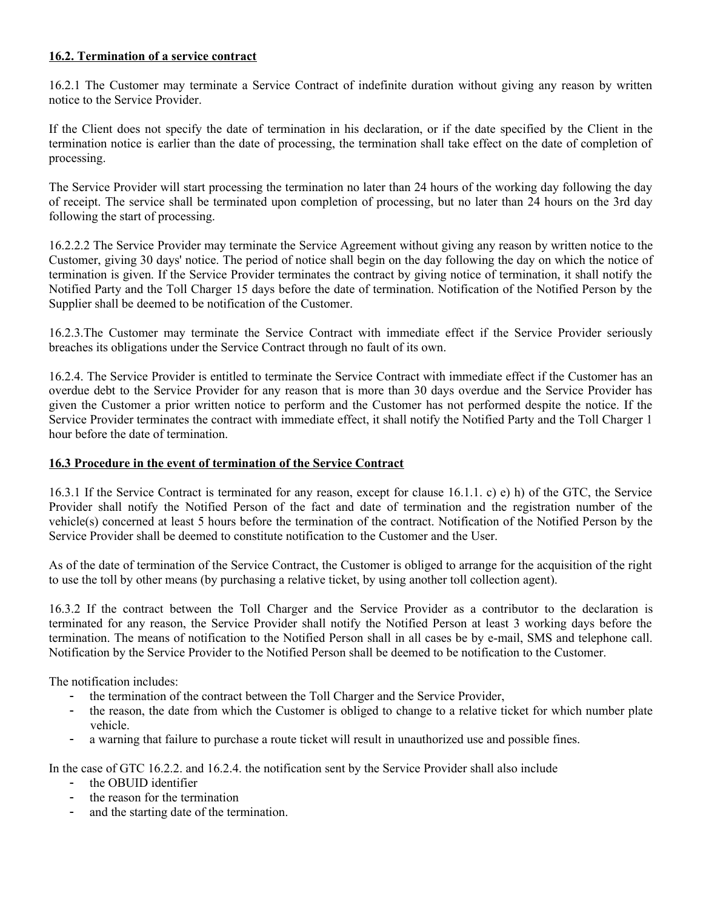**16.2. Termination of a service contract**

16.2.1 The Customer may terminate a Service Contract of indefinite duration without giving any reason by written notice to the Service Provider.

If the Client does not specify the date of termination in his declaration, or if the date specified by the Client in the termination notice is earlier than the date of processing, the termination shall take effect on the date of completion of processing.

The Service Provider will start processing the termination no later than 24 hours of the working day following the day of receipt. The service shall be terminated upon completion of processing, but no later than 24 hours on the 3rd day following the start of processing.

16.2.2.2 The Service Provider may terminate the Service Agreement without giving any reason by written notice to the Customer, giving 30 days' notice. The period of notice shall begin on the day following the day on which the notice of termination is given. If the Service Provider terminates the contract by giving notice of termination, it shall notify the Notified Party and the Toll Charger 15 days before the date of termination. Notification of the Notified Person by the Supplier shall be deemed to be notification of the Customer.

16.2.3.The Customer may terminate the Service Contract with immediate effect if the Service Provider seriously breaches its obligations under the Service Contract through no fault of its own.

16.2.4. The Service Provider is entitled to terminate the Service Contract with immediate effect if the Customer has an overdue debt to the Service Provider for any reason that is more than 30 days overdue and the Service Provider has given the Customer a prior written notice to perform and the Customer has not performed despite the notice. If the Service Provider terminates the contract with immediate effect, it shall notify the Notified Party and the Toll Charger 1 hour before the date of termination.

**16.3 Procedure in the event of termination of the Service Contract**

16.3.1 If the Service Contract is terminated for any reason, except for clause 16.1.1. c) e) h) of the GTC, the Service Provider shall notify the Notified Person of the fact and date of termination and the registration number of the vehicle(s) concerned at least 5 hours before the termination of the contract. Notification of the Notified Person by the Service Provider shall be deemed to constitute notification to the Customer and the User.

As of the date of termination of the Service Contract, the Customer is obliged to arrange for the acquisition of the right to use the toll by other means (by purchasing a relative ticket, by using another toll collection agent).

16.3.2 If the contract between the Toll Charger and the Service Provider as a contributor to the declaration is terminated for any reason, the Service Provider shall notify the Notified Person at least 3 working days before the termination. The means of notification to the Notified Person shall in all cases be by e-mail, SMS and telephone call. Notification by the Service Provider to the Notified Person shall be deemed to be notification to the Customer.

The notification includes:

- the termination of the contract between the Toll Charger and the Service Provider,
- the reason, the date from which the Customer is obliged to change to a relative ticket for which number plate vehicle.
- a warning that failure to purchase a route ticket will result in unauthorized use and possible fines.

In the case of GTC 16.2.2. and 16.2.4. the notification sent by the Service Provider shall also include

- the OBUID identifier
- the reason for the termination
- and the starting date of the termination.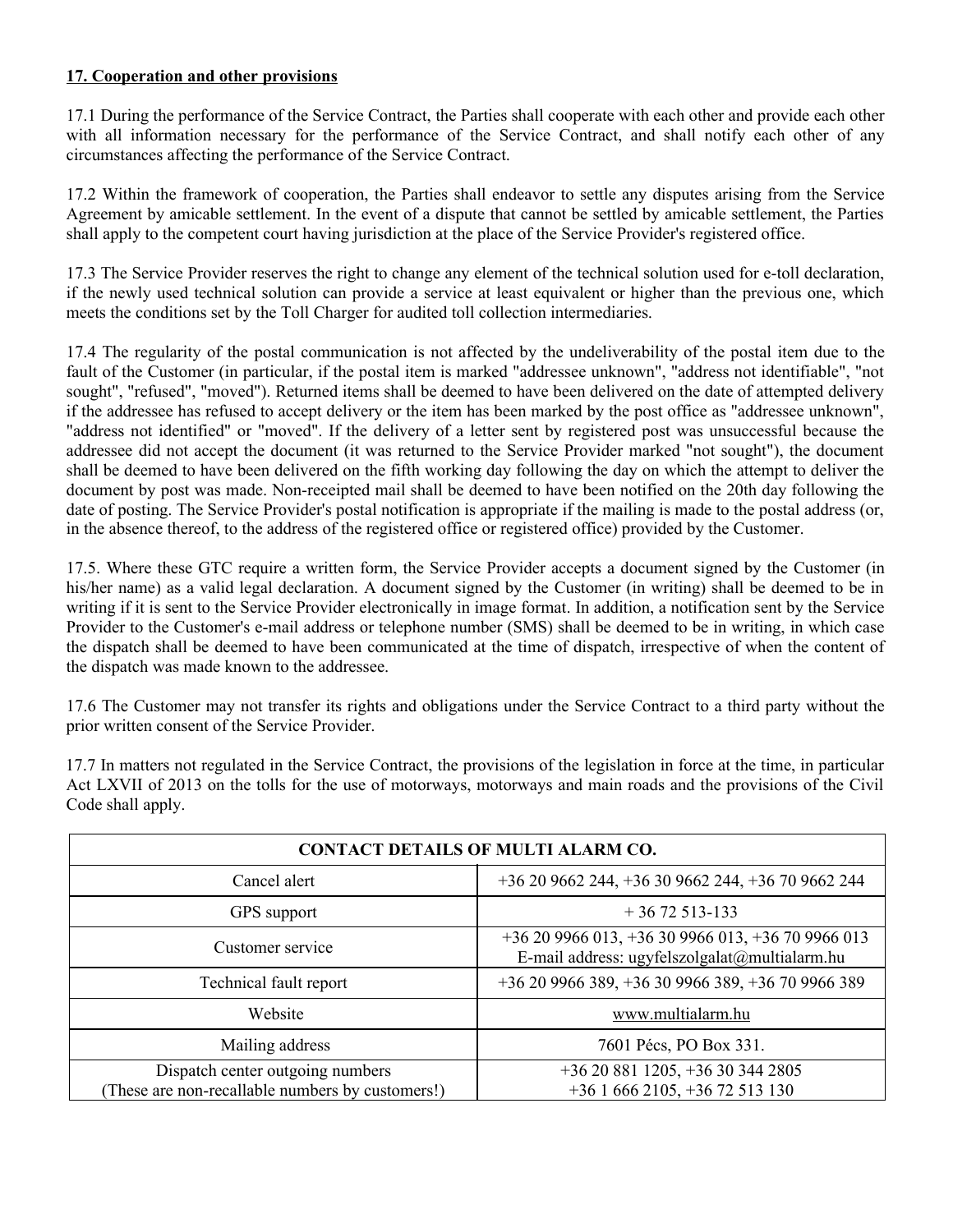**17. Cooperation and other provisions**

17.1 During the performance of the Service Contract, the Parties shall cooperate with each other and provide each other with all information necessary for the performance of the Service Contract, and shall notify each other of any circumstances affecting the performance of the Service Contract.

17.2 Within the framework of cooperation, the Parties shall endeavor to settle any disputes arising from the Service Agreement by amicable settlement. In the event of a dispute that cannot be settled by amicable settlement, the Parties shall apply to the competent court having jurisdiction at the place of the Service Provider's registered office.

17.3 The Service Provider reserves the right to change any element of the technical solution used for e-toll declaration, if the newly used technical solution can provide a service at least equivalent or higher than the previous one, which meets the conditions set by the Toll Charger for audited toll collection intermediaries.

17.4 The regularity of the postal communication is not affected by the undeliverability of the postal item due to the fault of the Customer (in particular, if the postal item is marked "addressee unknown", "address not identifiable", "not sought", "refused", "moved"). Returned items shall be deemed to have been delivered on the date of attempted delivery if the addressee has refused to accept delivery or the item has been marked by the post office as "addressee unknown", "address not identified" or "moved". If the delivery of a letter sent by registered post was unsuccessful because the addressee did not accept the document (it was returned to the Service Provider marked "not sought"), the document shall be deemed to have been delivered on the fifth working day following the day on which the attempt to deliver the document by post was made. Non-receipted mail shall be deemed to have been notified on the 20th day following the date of posting. The Service Provider's postal notification is appropriate if the mailing is made to the postal address (or, in the absence thereof, to the address of the registered office or registered office) provided by the Customer.

17.5. Where these GTC require a written form, the Service Provider accepts a document signed by the Customer (in his/her name) as a valid legal declaration. A document signed by the Customer (in writing) shall be deemed to be in writing if it is sent to the Service Provider electronically in image format. In addition, a notification sent by the Service Provider to the Customer's e-mail address or telephone number (SMS) shall be deemed to be in writing, in which case the dispatch shall be deemed to have been communicated at the time of dispatch, irrespective of when the content of the dispatch was made known to the addressee.

17.6 The Customer may not transfer its rights and obligations under the Service Contract to a third party without the prior written consent of the Service Provider.

17.7 In matters not regulated in the Service Contract, the provisions of the legislation in force at the time, in particular Act LXVII of 2013 on the tolls for the use of motorways, motorways and main roads and the provisions of the Civil Code shall apply.

| CONTACT DETAILS OF MULTI ALARM CO. | |
|---|---|
| Cancel alert | +36 20 9662 244, +36 30 9662 244, +36 70 9662 244 |
| GPS support | + 36 72 513-133 |
| Customer service | +36 20 9966 013, +36 30 9966 013, +36 70 9966 013<br>E-mail address: ugyfelszolgalat@multialarm.hu |
| Technical fault report | +36 20 9966 389, +36 30 9966 389, +36 70 9966 389 |
| Website | www.multialarm.hu |
| Mailing address | 7601 Pécs, PO Box 331. |
| Dispatch center outgoing numbers<br>(These are non-recallable numbers by customers!) | +36 20 881 1205, +36 30 344 2805<br>+36 1 666 2105, +36 72 513 130 |